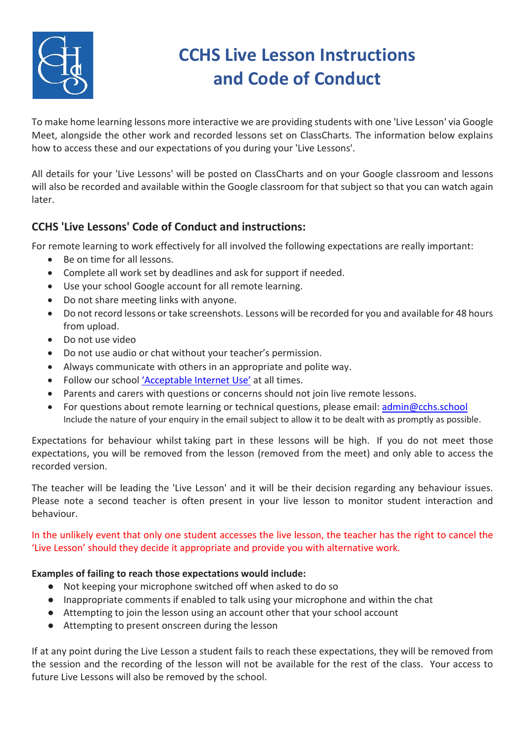# CCHS Live Lesson Instructions and Code of Conduct

To make home learning lessons more interactive we are providing students with one 'Live Lesson' via Google Meet, alongside the other work and recorded lessons set on ClassCharts. The information below explains how to access these and our expectations of you during your 'Live Lessons'.

All details for your 'Live Lessons' will be posted on ClassCharts and on your Google classroom and lessons will also be recorded and available within the Google classroom for that subject so that you can watch again later.

## CCHS 'Live Lessons' Code of Conduct and instructions:

For remote learning to work effectively for all involved the following expectations are really important:

- Be on time for all lessons.
- Complete all work set by deadlines and ask for support if needed.
- Use your school Google account for all remote learning.
- Do not share meeting links with anyone.
- Do not record lessons or take screenshots. Lessons will be recorded for you and available for 48 hours from upload.
- Do not use video
- Do not use audio or chat without your teacher's permission.
- Always communicate with others in an appropriate and polite way.
- Follow our school 'Acceptable Internet Use' at all times.
- Parents and carers with questions or concerns should not join live remote lessons.
- For questions about remote learning or technical questions, please email: admin@cchs.school
  Include the nature of your enquiry in the email subject to allow it to be dealt with as promptly as possible.

Expectations for behaviour whilst taking part in these lessons will be high. If you do not meet those expectations, you will be removed from the lesson (removed from the meet) and only able to access the recorded version.

The teacher will be leading the 'Live Lesson' and it will be their decision regarding any behaviour issues. Please note a second teacher is often present in your live lesson to monitor student interaction and behaviour.

In the unlikely event that only one student accesses the live lesson, the teacher has the right to cancel the 'Live Lesson' should they decide it appropriate and provide you with alternative work.

**Examples of failing to reach those expectations would include:**

- Not keeping your microphone switched off when asked to do so
- Inappropriate comments if enabled to talk using your microphone and within the chat
- Attempting to join the lesson using an account other that your school account
- Attempting to present onscreen during the lesson

If at any point during the Live Lesson a student fails to reach these expectations, they will be removed from the session and the recording of the lesson will not be available for the rest of the class. Your access to future Live Lessons will also be removed by the school.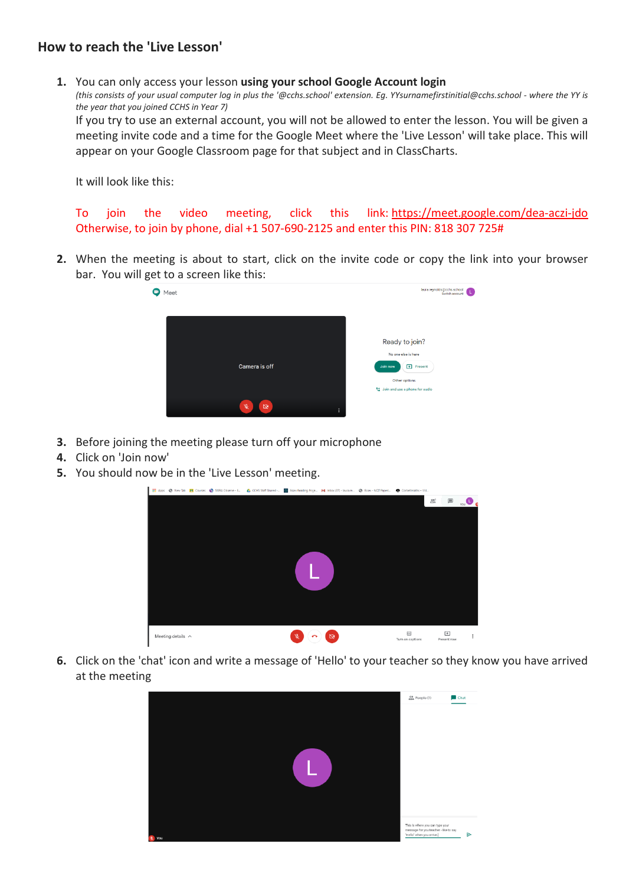## How to reach the 'Live Lesson'

1. You can only access your lesson **using your school Google Account login**
   *(this consists of your usual computer log in plus the '@cchs.school' extension. Eg. YYsurnamefirstinitial@cchs.school - where the YY is the year that you joined CCHS in Year 7)*
   If you try to use an external account, you will not be allowed to enter the lesson. You will be given a meeting invite code and a time for the Google Meet where the 'Live Lesson' will take place. This will appear on your Google Classroom page for that subject and in ClassCharts.

   It will look like this:

   To join the video meeting, click this link: https://meet.google.com/dea-aczi-jdo
   Otherwise, to join by phone, dial +1 507-690-2125 and enter this PIN: 818 307 725#

2. When the meeting is about to start, click on the invite code or copy the link into your browser bar. You will get to a screen like this:

3. Before joining the meeting please turn off your microphone
4. Click on 'Join now'
5. You should now be in the 'Live Lesson' meeting.

6. Click on the 'chat' icon and write a message of 'Hello' to your teacher so they know you have arrived at the meeting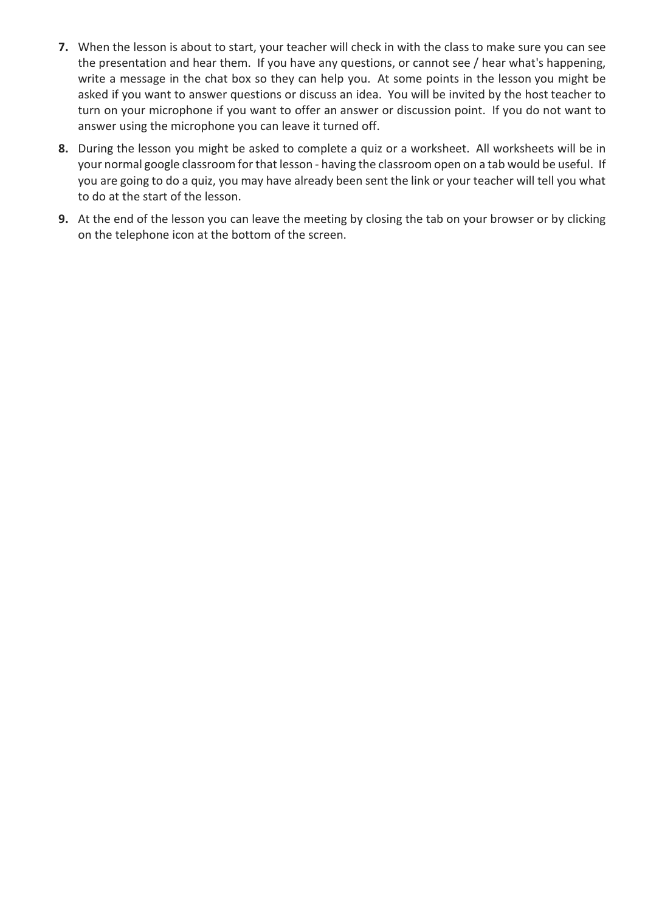7. When the lesson is about to start, your teacher will check in with the class to make sure you can see the presentation and hear them. If you have any questions, or cannot see / hear what's happening, write a message in the chat box so they can help you. At some points in the lesson you might be asked if you want to answer questions or discuss an idea. You will be invited by the host teacher to turn on your microphone if you want to offer an answer or discussion point. If you do not want to answer using the microphone you can leave it turned off.

8. During the lesson you might be asked to complete a quiz or a worksheet. All worksheets will be in your normal google classroom for that lesson - having the classroom open on a tab would be useful. If you are going to do a quiz, you may have already been sent the link or your teacher will tell you what to do at the start of the lesson.

9. At the end of the lesson you can leave the meeting by closing the tab on your browser or by clicking on the telephone icon at the bottom of the screen.